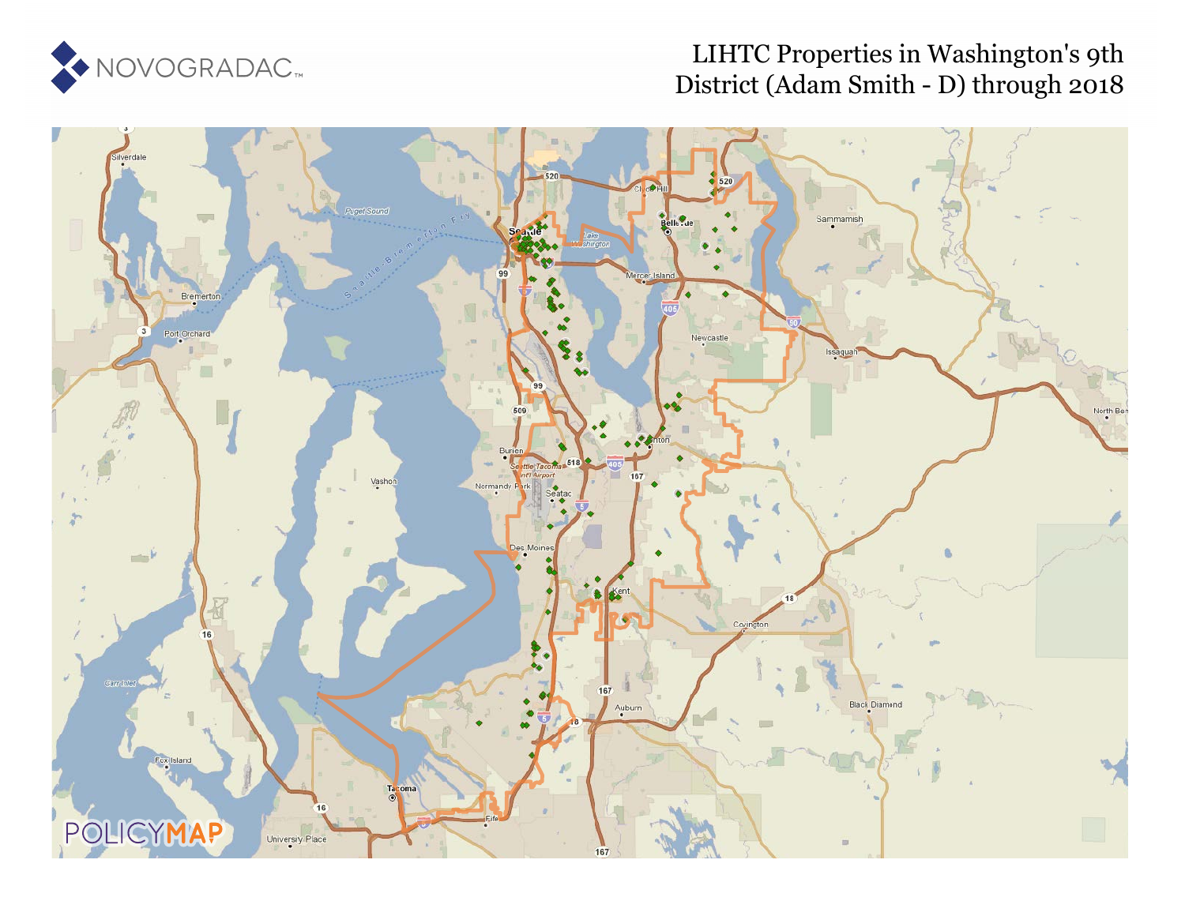# LIHTC Properties in Washington's 9th District (Adam Smith - D) through 2018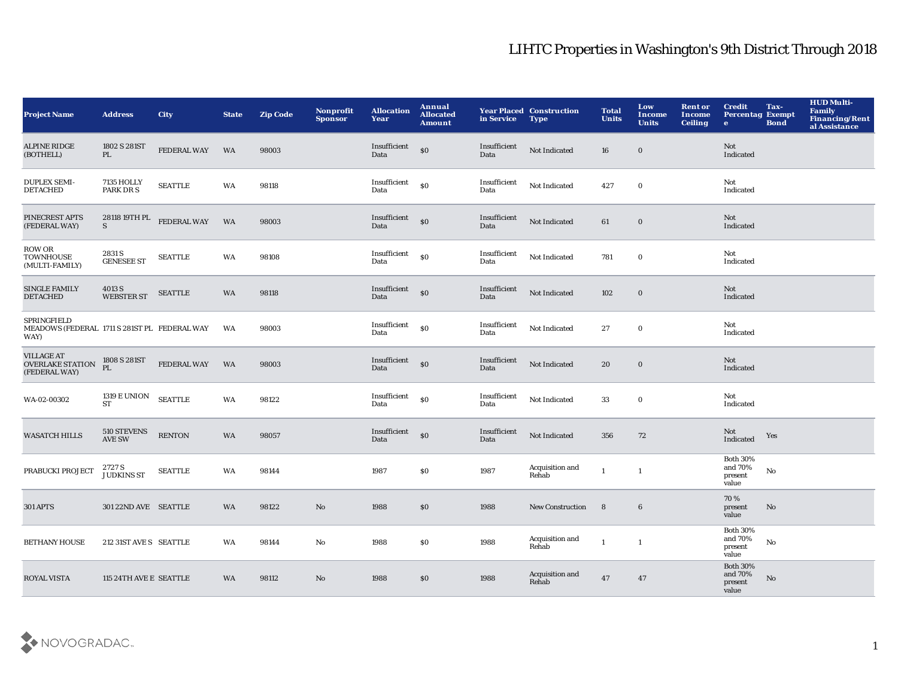# LIHTC Properties in Washington's 9th District Through 2018

| Project Name | Address | City | State | Zip Code | Nonprofit Sponsor | Allocation Year | Annual Allocated Amount | Year Placed in Service | Construction Type | Total Units | Low Income Units | Rent or Income Ceiling | Credit Percentage | Tax-Exempt Bond | HUD Multi-Family Financing/Rental Assistance |
|---|---|---|---|---|---|---|---|---|---|---|---|---|---|---|---|
| ALPINE RIDGE (BOTHELL) | 1802 S 281ST PL | FEDERAL WAY | WA | 98003 | | Insufficient Data | $0 | Insufficient Data | Not Indicated | 16 | 0 | | Not Indicated | | |
| DUPLEX SEMI-DETACHED | 7135 HOLLY PARK DR S | SEATTLE | WA | 98118 | | Insufficient Data | $0 | Insufficient Data | Not Indicated | 427 | 0 | | Not Indicated | | |
| PINECREST APTS (FEDERAL WAY) | 28118 19TH PL S | FEDERAL WAY | WA | 98003 | | Insufficient Data | $0 | Insufficient Data | Not Indicated | 61 | 0 | | Not Indicated | | |
| ROW OR TOWNHOUSE (MULTI-FAMILY) | 2831 S GENESEE ST | SEATTLE | WA | 98108 | | Insufficient Data | $0 | Insufficient Data | Not Indicated | 781 | 0 | | Not Indicated | | |
| SINGLE FAMILY DETACHED | 4013 S WEBSTER ST | SEATTLE | WA | 98118 | | Insufficient Data | $0 | Insufficient Data | Not Indicated | 102 | 0 | | Not Indicated | | |
| SPRINGFIELD MEADOWS (FEDERAL WAY) | 1711 S 281ST PL | FEDERAL WAY | WA | 98003 | | Insufficient Data | $0 | Insufficient Data | Not Indicated | 27 | 0 | | Not Indicated | | |
| VILLAGE AT OVERLAKE STATION (FEDERAL WAY) | 1808 S 281ST PL | FEDERAL WAY | WA | 98003 | | Insufficient Data | $0 | Insufficient Data | Not Indicated | 20 | 0 | | Not Indicated | | |
| WA-02-00302 | 1319 E UNION ST | SEATTLE | WA | 98122 | | Insufficient Data | $0 | Insufficient Data | Not Indicated | 33 | 0 | | Not Indicated | | |
| WASATCH HILLS | 510 STEVENS AVE SW | RENTON | WA | 98057 | | Insufficient Data | $0 | Insufficient Data | Not Indicated | 356 | 72 | | Not Indicated | Yes | |
| PRABUCKI PROJECT | 2727 S JUDKINS ST | SEATTLE | WA | 98144 | | 1987 | $0 | 1987 | Acquisition and Rehab | 1 | 1 | | Both 30% and 70% present value | No | |
| 301 APTS | 301 22ND AVE | SEATTLE | WA | 98122 | No | 1988 | $0 | 1988 | New Construction | 8 | 6 | | 70 % present value | No | |
| BETHANY HOUSE | 212 31ST AVE S | SEATTLE | WA | 98144 | No | 1988 | $0 | 1988 | Acquisition and Rehab | 1 | 1 | | Both 30% and 70% present value | No | |
| ROYAL VISTA | 115 24TH AVE E | SEATTLE | WA | 98112 | No | 1988 | $0 | 1988 | Acquisition and Rehab | 47 | 47 | | Both 30% and 70% present value | No | |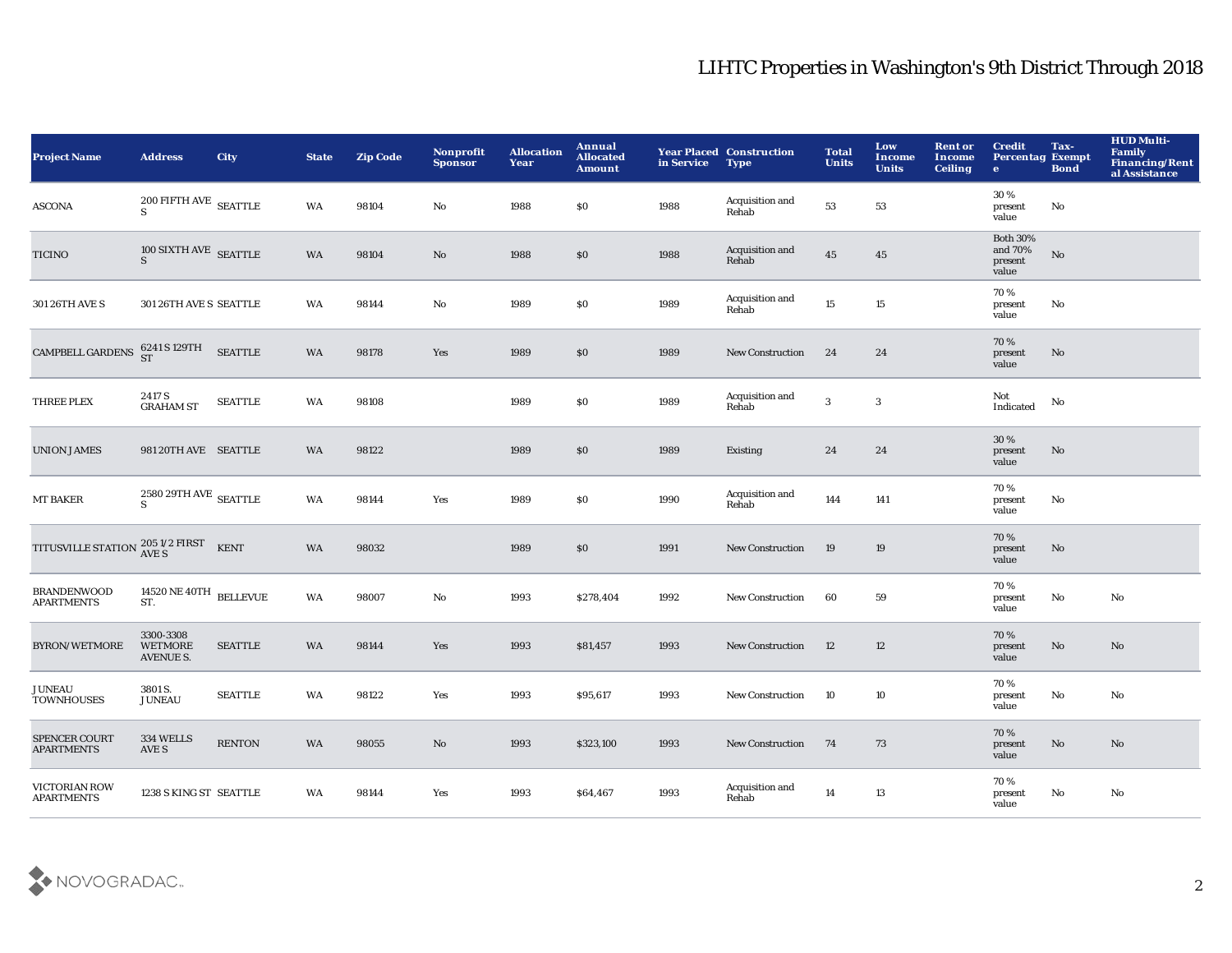# LIHTC Properties in Washington's 9th District Through 2018

| Project Name | Address | City | State | Zip Code | Nonprofit Sponsor | Allocation Year | Annual Allocated Amount | Year Placed in Service | Construction Type | Total Units | Low Income Units | Rent or Income Ceiling | Credit Percentage | Tax-Exempt Bond | HUD Multi-Family Financing/Rental Assistance |
|---|---|---|---|---|---|---|---|---|---|---|---|---|---|---|---|
| ASCONA | 200 FIFTH AVE S | SEATTLE | WA | 98104 | No | 1988 | $0 | 1988 | Acquisition and Rehab | 53 | 53 | | 30 % present value | No | |
| TICINO | 100 SIXTH AVE S | SEATTLE | WA | 98104 | No | 1988 | $0 | 1988 | Acquisition and Rehab | 45 | 45 | | Both 30% and 70% present value | No | |
| 301 26TH AVE S | 301 26TH AVE S | SEATTLE | WA | 98144 | No | 1989 | $0 | 1989 | Acquisition and Rehab | 15 | 15 | | 70 % present value | No | |
| CAMPBELL GARDENS | 6241 S 129TH ST | SEATTLE | WA | 98178 | Yes | 1989 | $0 | 1989 | New Construction | 24 | 24 | | 70 % present value | No | |
| THREE PLEX | 2417 S GRAHAM ST | SEATTLE | WA | 98108 | | 1989 | $0 | 1989 | Acquisition and Rehab | 3 | 3 | | Not Indicated | No | |
| UNION JAMES | 981 20TH AVE | SEATTLE | WA | 98122 | | 1989 | $0 | 1989 | Existing | 24 | 24 | | 30 % present value | No | |
| MT BAKER | 2580 29TH AVE S | SEATTLE | WA | 98144 | Yes | 1989 | $0 | 1990 | Acquisition and Rehab | 144 | 141 | | 70 % present value | No | |
| TITUSVILLE STATION | 205 1/2 FIRST AVE S | KENT | WA | 98032 | | 1989 | $0 | 1991 | New Construction | 19 | 19 | | 70 % present value | No | |
| BRANDENWOOD APARTMENTS | 14520 NE 40TH ST. | BELLEVUE | WA | 98007 | No | 1993 | $278,404 | 1992 | New Construction | 60 | 59 | | 70 % present value | No | No |
| BYRON/WETMORE | 3300-3308 WETMORE AVENUE S. | SEATTLE | WA | 98144 | Yes | 1993 | $81,457 | 1993 | New Construction | 12 | 12 | | 70 % present value | No | No |
| JUNEAU TOWNHOUSES | 3801 S. JUNEAU | SEATTLE | WA | 98122 | Yes | 1993 | $95,617 | 1993 | New Construction | 10 | 10 | | 70 % present value | No | No |
| SPENCER COURT APARTMENTS | 334 WELLS AVE S | RENTON | WA | 98055 | No | 1993 | $323,100 | 1993 | New Construction | 74 | 73 | | 70 % present value | No | No |
| VICTORIAN ROW APARTMENTS | 1238 S KING ST | SEATTLE | WA | 98144 | Yes | 1993 | $64,467 | 1993 | Acquisition and Rehab | 14 | 13 | | 70 % present value | No | No |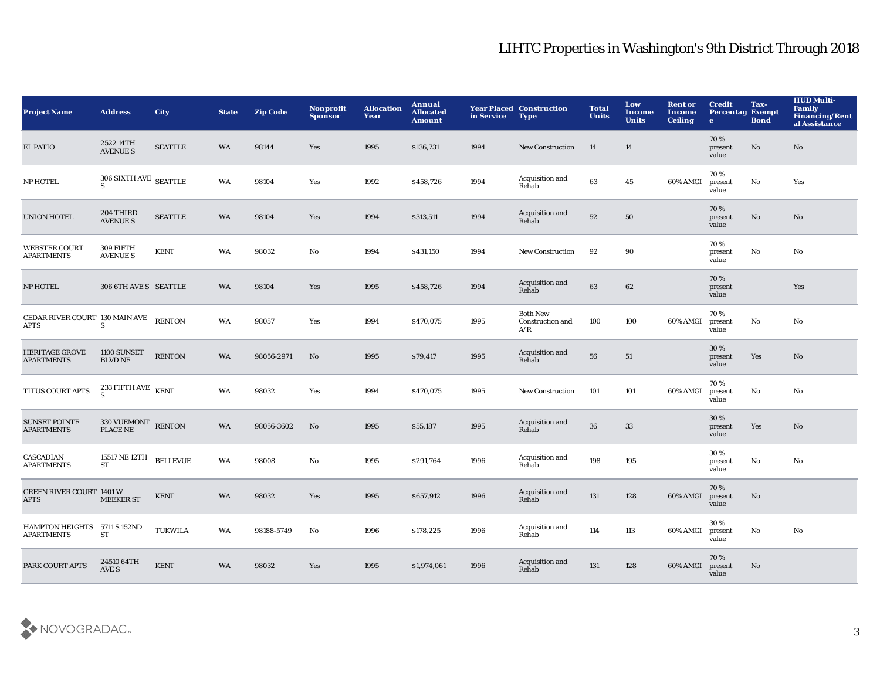# LIHTC Properties in Washington's 9th District Through 2018

| Project Name | Address | City | State | Zip Code | Nonprofit Sponsor | Allocation Year | Annual Allocated Amount | Year Placed in Service | Construction Type | Total Units | Low Income Units | Rent or Income Ceiling | Credit Percentage | Tax-Exempt Bond | HUD Multi-Family Financing/Rental Assistance |
|---|---|---|---|---|---|---|---|---|---|---|---|---|---|---|---|
| EL PATIO | 2522 14TH AVENUE S | SEATTLE | WA | 98144 | Yes | 1995 | $136,731 | 1994 | New Construction | 14 | 14 | | 70 % present value | No | No |
| NP HOTEL | 306 SIXTH AVE S | SEATTLE | WA | 98104 | Yes | 1992 | $458,726 | 1994 | Acquisition and Rehab | 63 | 45 | 60% AMGI | 70 % present value | No | Yes |
| UNION HOTEL | 204 THIRD AVENUE S | SEATTLE | WA | 98104 | Yes | 1994 | $313,511 | 1994 | Acquisition and Rehab | 52 | 50 | | 70 % present value | No | No |
| WEBSTER COURT APARTMENTS | 309 FIFTH AVENUE S | KENT | WA | 98032 | No | 1994 | $431,150 | 1994 | New Construction | 92 | 90 | | 70 % present value | No | No |
| NP HOTEL | 306 6TH AVE S | SEATTLE | WA | 98104 | Yes | 1995 | $458,726 | 1994 | Acquisition and Rehab | 63 | 62 | | 70 % present value | | Yes |
| CEDAR RIVER COURT APTS | 130 MAIN AVE S | RENTON | WA | 98057 | Yes | 1994 | $470,075 | 1995 | Both New Construction and A/R | 100 | 100 | 60% AMGI | 70 % present value | No | No |
| HERITAGE GROVE APARTMENTS | 1100 SUNSET BLVD NE | RENTON | WA | 98056-2971 | No | 1995 | $79,417 | 1995 | Acquisition and Rehab | 56 | 51 | | 30 % present value | Yes | No |
| TITUS COURT APTS | 233 FIFTH AVE S | KENT | WA | 98032 | Yes | 1994 | $470,075 | 1995 | New Construction | 101 | 101 | 60% AMGI | 70 % present value | No | No |
| SUNSET POINTE APARTMENTS | 330 VUEMONT PLACE NE | RENTON | WA | 98056-3602 | No | 1995 | $55,187 | 1995 | Acquisition and Rehab | 36 | 33 | | 30 % present value | Yes | No |
| CASCADIAN APARTMENTS | 15517 NE 12TH ST | BELLEVUE | WA | 98008 | No | 1995 | $291,764 | 1996 | Acquisition and Rehab | 198 | 195 | | 30 % present value | No | No |
| GREEN RIVER COURT APTS | 1401 W MEEKER ST | KENT | WA | 98032 | Yes | 1995 | $657,912 | 1996 | Acquisition and Rehab | 131 | 128 | 60% AMGI | 70 % present value | No | |
| HAMPTON HEIGHTS APARTMENTS | 5711 S 152ND ST | TUKWILA | WA | 98188-5749 | No | 1996 | $178,225 | 1996 | Acquisition and Rehab | 114 | 113 | 60% AMGI | 30 % present value | No | No |
| PARK COURT APTS | 24510 64TH AVE S | KENT | WA | 98032 | Yes | 1995 | $1,974,061 | 1996 | Acquisition and Rehab | 131 | 128 | 60% AMGI | 70 % present value | No | |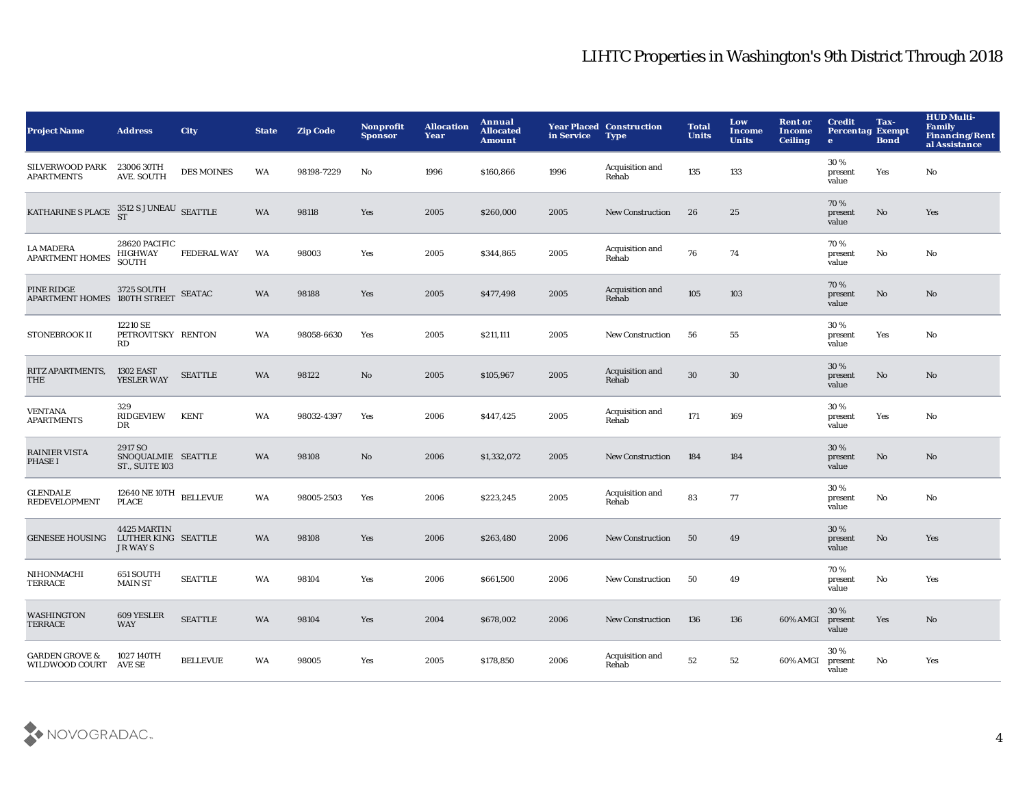# LIHTC Properties in Washington's 9th District Through 2018

| Project Name | Address | City | State | Zip Code | Nonprofit Sponsor | Allocation Year | Annual Allocated Amount | Year Placed in Service | Construction Type | Total Units | Low Income Units | Rent or Income Ceiling | Credit Percentage | Tax-Exempt Bond | HUD Multi-Family Financing/Rental Assistance |
|---|---|---|---|---|---|---|---|---|---|---|---|---|---|---|---|
| SILVERWOOD PARK APARTMENTS | 23006 30TH AVE. SOUTH | DES MOINES | WA | 98198-7229 | No | 1996 | $160,866 | 1996 | Acquisition and Rehab | 135 | 133 | | 30 % present value | Yes | No |
| KATHARINE S PLACE | 3512 S JUNEAU ST | SEATTLE | WA | 98118 | Yes | 2005 | $260,000 | 2005 | New Construction | 26 | 25 | | 70 % present value | No | Yes |
| LA MADERA APARTMENT HOMES | 28620 PACIFIC HIGHWAY SOUTH | FEDERAL WAY | WA | 98003 | Yes | 2005 | $344,865 | 2005 | Acquisition and Rehab | 76 | 74 | | 70 % present value | No | No |
| PINE RIDGE APARTMENT HOMES | 3725 SOUTH 180TH STREET | SEATAC | WA | 98188 | Yes | 2005 | $477,498 | 2005 | Acquisition and Rehab | 105 | 103 | | 70 % present value | No | No |
| STONEBROOK II | 12210 SE PETROVITSKY RD | RENTON | WA | 98058-6630 | Yes | 2005 | $211,111 | 2005 | New Construction | 56 | 55 | | 30 % present value | Yes | No |
| RITZ APARTMENTS, THE | 1302 EAST YESLER WAY | SEATTLE | WA | 98122 | No | 2005 | $105,967 | 2005 | Acquisition and Rehab | 30 | 30 | | 30 % present value | No | No |
| VENTANA APARTMENTS | 329 RIDGEVIEW DR | KENT | WA | 98032-4397 | Yes | 2006 | $447,425 | 2005 | Acquisition and Rehab | 171 | 169 | | 30 % present value | Yes | No |
| RAINIER VISTA PHASE I | 2917 SO SNOQUALMIE ST., SUITE 103 | SEATTLE | WA | 98108 | No | 2006 | $1,332,072 | 2005 | New Construction | 184 | 184 | | 30 % present value | No | No |
| GLENDALE REDEVELOPMENT | 12640 NE 10TH PLACE | BELLEVUE | WA | 98005-2503 | Yes | 2006 | $223,245 | 2005 | Acquisition and Rehab | 83 | 77 | | 30 % present value | No | No |
| GENESEE HOUSING | 4425 MARTIN LUTHER KING JR WAY S | SEATTLE | WA | 98108 | Yes | 2006 | $263,480 | 2006 | New Construction | 50 | 49 | | 30 % present value | No | Yes |
| NIHONMACHI TERRACE | 651 SOUTH MAIN ST | SEATTLE | WA | 98104 | Yes | 2006 | $661,500 | 2006 | New Construction | 50 | 49 | | 70 % present value | No | Yes |
| WASHINGTON TERRACE | 609 YESLER WAY | SEATTLE | WA | 98104 | Yes | 2004 | $678,002 | 2006 | New Construction | 136 | 136 | 60% AMGI | 30 % present value | Yes | No |
| GARDEN GROVE & WILDWOOD COURT | 1027 140TH AVE SE | BELLEVUE | WA | 98005 | Yes | 2005 | $178,850 | 2006 | Acquisition and Rehab | 52 | 52 | 60% AMGI | 30 % present value | No | Yes |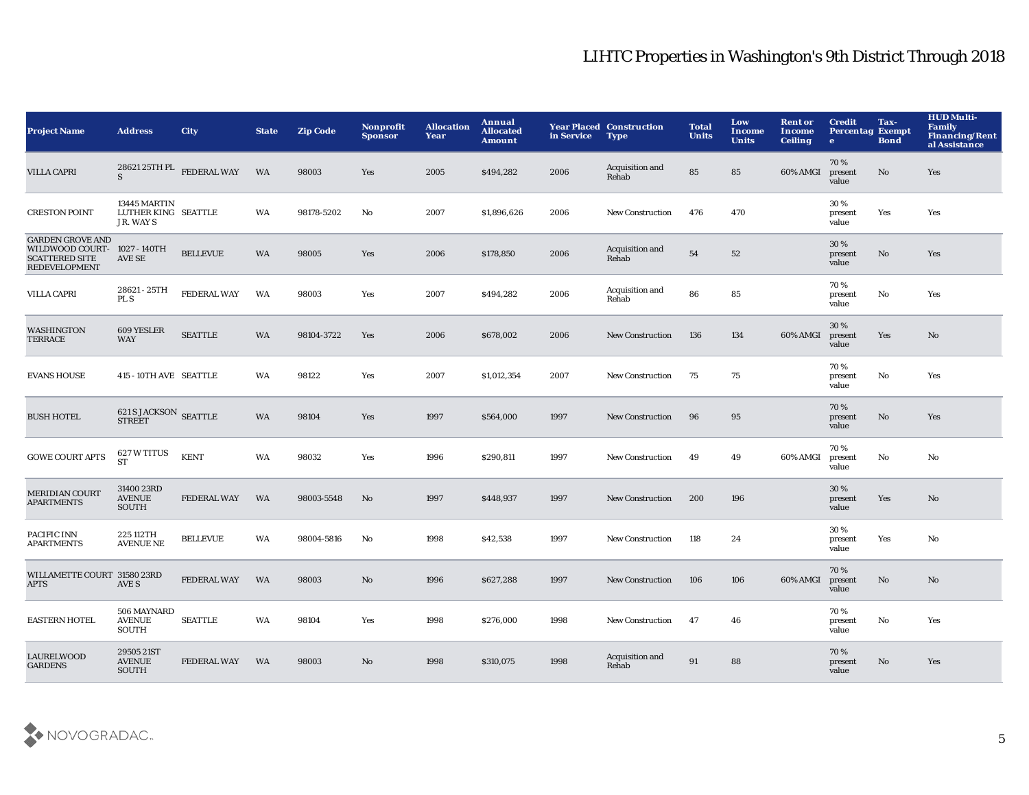# LIHTC Properties in Washington's 9th District Through 2018

| Project Name | Address | City | State | Zip Code | Nonprofit Sponsor | Allocation Year | Annual Allocated Amount | Year Placed in Service | Construction Type | Total Units | Low Income Units | Rent or Income Ceiling | Credit Percentage | Tax-Exempt Bond | HUD Multi-Family Financing/Rental Assistance |
|---|---|---|---|---|---|---|---|---|---|---|---|---|---|---|---|
| VILLA CAPRI | 28621 25TH PL S | FEDERAL WAY | WA | 98003 | Yes | 2005 | $494,282 | 2006 | Acquisition and Rehab | 85 | 85 | 60% AMGI | 70 % present value | No | Yes |
| CRESTON POINT | 13445 MARTIN LUTHER KING JR. WAY S | SEATTLE | WA | 98178-5202 | No | 2007 | $1,896,626 | 2006 | New Construction | 476 | 470 | | 30 % present value | Yes | Yes |
| GARDEN GROVE AND WILDWOOD COURT-SCATTERED SITE REDEVELOPMENT | 1027 - 140TH AVE SE | BELLEVUE | WA | 98005 | Yes | 2006 | $178,850 | 2006 | Acquisition and Rehab | 54 | 52 | | 30 % present value | No | Yes |
| VILLA CAPRI | 28621 - 25TH PL S | FEDERAL WAY | WA | 98003 | Yes | 2007 | $494,282 | 2006 | Acquisition and Rehab | 86 | 85 | | 70 % present value | No | Yes |
| WASHINGTON TERRACE | 609 YESLER WAY | SEATTLE | WA | 98104-3722 | Yes | 2006 | $678,002 | 2006 | New Construction | 136 | 134 | 60% AMGI | 30 % present value | Yes | No |
| EVANS HOUSE | 415 - 10TH AVE | SEATTLE | WA | 98122 | Yes | 2007 | $1,012,354 | 2007 | New Construction | 75 | 75 | | 70 % present value | No | Yes |
| BUSH HOTEL | 621 S JACKSON STREET | SEATTLE | WA | 98104 | Yes | 1997 | $564,000 | 1997 | New Construction | 96 | 95 | | 70 % present value | No | Yes |
| GOWE COURT APTS | 627 W TITUS ST | KENT | WA | 98032 | Yes | 1996 | $290,811 | 1997 | New Construction | 49 | 49 | 60% AMGI | 70 % present value | No | No |
| MERIDIAN COURT APARTMENTS | 31400 23RD AVENUE SOUTH | FEDERAL WAY | WA | 98003-5548 | No | 1997 | $448,937 | 1997 | New Construction | 200 | 196 | | 30 % present value | Yes | No |
| PACIFIC INN APARTMENTS | 225 112TH AVENUE NE | BELLEVUE | WA | 98004-5816 | No | 1998 | $42,538 | 1997 | New Construction | 118 | 24 | | 30 % present value | Yes | No |
| WILLAMETTE COURT APTS | 31580 23RD AVE S | FEDERAL WAY | WA | 98003 | No | 1996 | $627,288 | 1997 | New Construction | 106 | 106 | 60% AMGI | 70 % present value | No | No |
| EASTERN HOTEL | 506 MAYNARD AVENUE SOUTH | SEATTLE | WA | 98104 | Yes | 1998 | $276,000 | 1998 | New Construction | 47 | 46 | | 70 % present value | No | Yes |
| LAURELWOOD GARDENS | 29505 21ST AVENUE SOUTH | FEDERAL WAY | WA | 98003 | No | 1998 | $310,075 | 1998 | Acquisition and Rehab | 91 | 88 | | 70 % present value | No | Yes |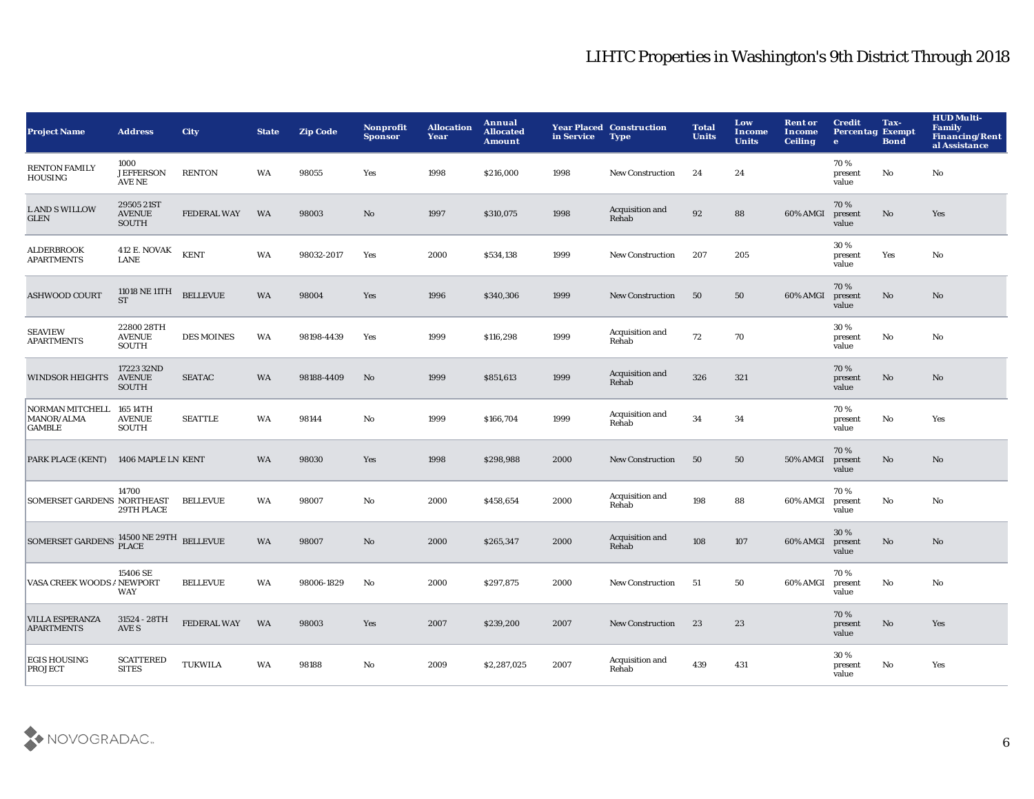# LIHTC Properties in Washington's 9th District Through 2018

| Project Name | Address | City | State | Zip Code | Nonprofit Sponsor | Allocation Year | Annual Allocated Amount | Year Placed in Service | Construction Type | Total Units | Low Income Units | Rent or Income Ceiling | Credit Percentage | Tax-Exempt Bond | HUD Multi-Family Financing/Rental Assistance |
|---|---|---|---|---|---|---|---|---|---|---|---|---|---|---|---|
| RENTON FAMILY HOUSING | 1000 JEFFERSON AVE NE | RENTON | WA | 98055 | Yes | 1998 | $216,000 | 1998 | New Construction | 24 | 24 | | 70 % present value | No | No |
| L AND S WILLOW GLEN | 29505 21ST AVENUE SOUTH | FEDERAL WAY | WA | 98003 | No | 1997 | $310,075 | 1998 | Acquisition and Rehab | 92 | 88 | 60% AMGI | 70 % present value | No | Yes |
| ALDERBROOK APARTMENTS | 412 E. NOVAK LANE | KENT | WA | 98032-2017 | Yes | 2000 | $534,138 | 1999 | New Construction | 207 | 205 | | 30 % present value | Yes | No |
| ASHWOOD COURT | 11018 NE 11TH ST | BELLEVUE | WA | 98004 | Yes | 1996 | $340,306 | 1999 | New Construction | 50 | 50 | 60% AMGI | 70 % present value | No | No |
| SEAVIEW APARTMENTS | 22800 28TH AVENUE SOUTH | DES MOINES | WA | 98198-4439 | Yes | 1999 | $116,298 | 1999 | Acquisition and Rehab | 72 | 70 | | 30 % present value | No | No |
| WINDSOR HEIGHTS | 17223 32ND AVENUE SOUTH | SEATAC | WA | 98188-4409 | No | 1999 | $851,613 | 1999 | Acquisition and Rehab | 326 | 321 | | 70 % present value | No | No |
| NORMAN MITCHELL MANOR/ALMA GAMBLE | 165 14TH AVENUE SOUTH | SEATTLE | WA | 98144 | No | 1999 | $166,704 | 1999 | Acquisition and Rehab | 34 | 34 | | 70 % present value | No | Yes |
| PARK PLACE (KENT) | 1406 MAPLE LN | KENT | WA | 98030 | Yes | 1998 | $298,988 | 2000 | New Construction | 50 | 50 | 50% AMGI | 70 % present value | No | No |
| SOMERSET GARDENS | 14700 NORTHEAST 29TH PLACE | BELLEVUE | WA | 98007 | No | 2000 | $458,654 | 2000 | Acquisition and Rehab | 198 | 88 | 60% AMGI | 70 % present value | No | No |
| SOMERSET GARDENS | 14500 NE 29TH PLACE | BELLEVUE | WA | 98007 | No | 2000 | $265,347 | 2000 | Acquisition and Rehab | 108 | 107 | 60% AMGI | 30 % present value | No | No |
| VASA CREEK WOODS A | 15406 SE NEWPORT WAY | BELLEVUE | WA | 98006-1829 | No | 2000 | $297,875 | 2000 | New Construction | 51 | 50 | 60% AMGI | 70 % present value | No | No |
| VILLA ESPERANZA APARTMENTS | 31524 - 28TH AVE S | FEDERAL WAY | WA | 98003 | Yes | 2007 | $239,200 | 2007 | New Construction | 23 | 23 | | 70 % present value | No | Yes |
| EGIS HOUSING PROJECT | SCATTERED SITES | TUKWILA | WA | 98188 | No | 2009 | $2,287,025 | 2007 | Acquisition and Rehab | 439 | 431 | | 30 % present value | No | Yes |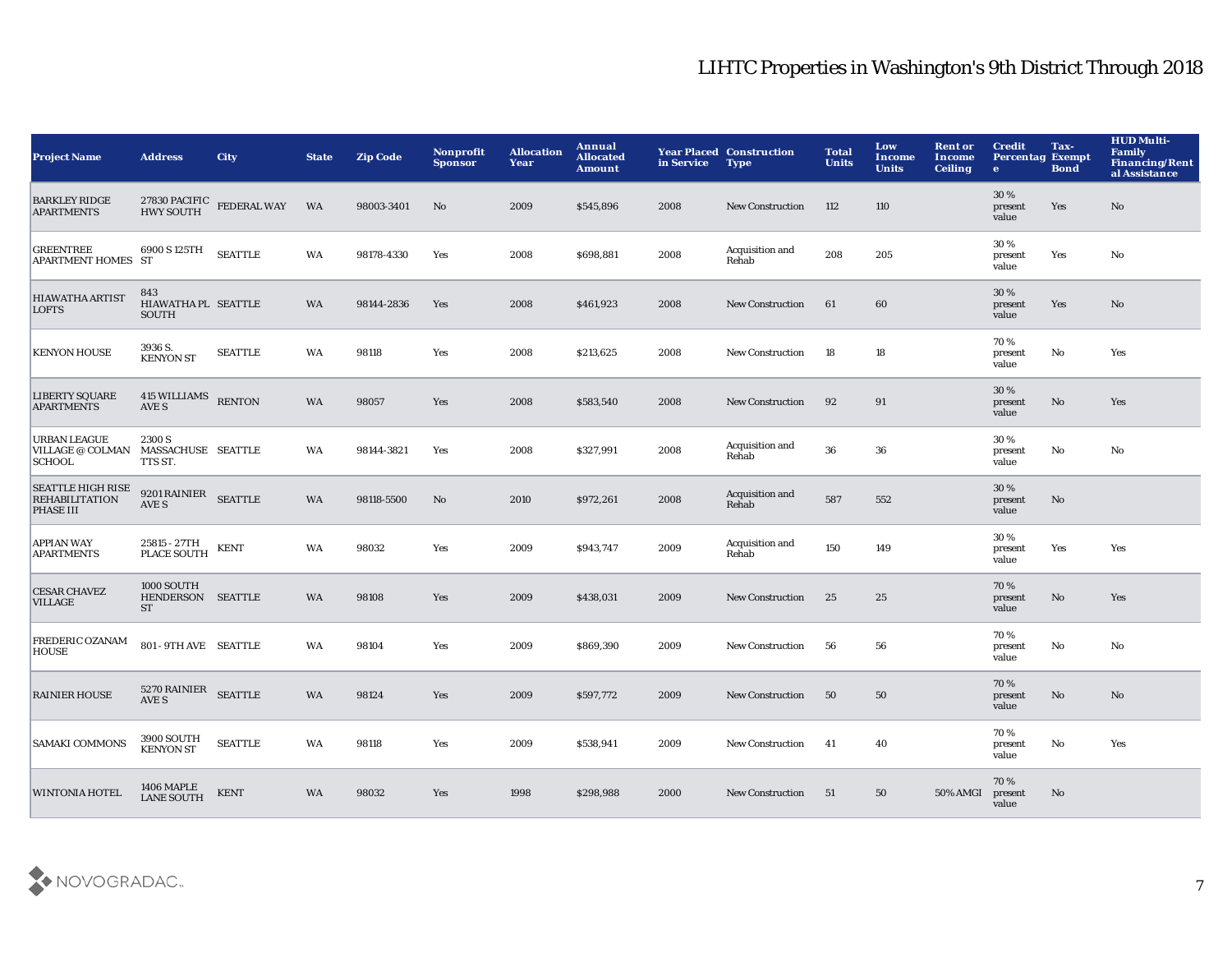# LIHTC Properties in Washington's 9th District Through 2018

| Project Name | Address | City | State | Zip Code | Nonprofit Sponsor | Allocation Year | Annual Allocated Amount | Year Placed in Service | Construction Type | Total Units | Low Income Units | Rent or Income Ceiling | Credit Percentage | Tax-Exempt Bond | HUD Multi-Family Financing/Rental Assistance |
|---|---|---|---|---|---|---|---|---|---|---|---|---|---|---|---|
| BARKLEY RIDGE APARTMENTS | 27830 PACIFIC HWY SOUTH | FEDERAL WAY | WA | 98003-3401 | No | 2009 | $545,896 | 2008 | New Construction | 112 | 110 | | 30 % present value | Yes | No |
| GREENTREE APARTMENT HOMES | 6900 S 125TH ST | SEATTLE | WA | 98178-4330 | Yes | 2008 | $698,881 | 2008 | Acquisition and Rehab | 208 | 205 | | 30 % present value | Yes | No |
| HIAWATHA ARTIST LOFTS | 843 HIAWATHA PL SOUTH | SEATTLE | WA | 98144-2836 | Yes | 2008 | $461,923 | 2008 | New Construction | 61 | 60 | | 30 % present value | Yes | No |
| KENYON HOUSE | 3936 S. KENYON ST | SEATTLE | WA | 98118 | Yes | 2008 | $213,625 | 2008 | New Construction | 18 | 18 | | 70 % present value | No | Yes |
| LIBERTY SQUARE APARTMENTS | 415 WILLIAMS AVE S | RENTON | WA | 98057 | Yes | 2008 | $583,540 | 2008 | New Construction | 92 | 91 | | 30 % present value | No | Yes |
| URBAN LEAGUE VILLAGE @ COLMAN SCHOOL | 2300 S MASSACHUSETTS ST. | SEATTLE | WA | 98144-3821 | Yes | 2008 | $327,991 | 2008 | Acquisition and Rehab | 36 | 36 | | 30 % present value | No | No |
| SEATTLE HIGH RISE REHABILITATION PHASE III | 9201 RAINIER AVE S | SEATTLE | WA | 98118-5500 | No | 2010 | $972,261 | 2008 | Acquisition and Rehab | 587 | 552 | | 30 % present value | No | |
| APPIAN WAY APARTMENTS | 25815 - 27TH PLACE SOUTH | KENT | WA | 98032 | Yes | 2009 | $943,747 | 2009 | Acquisition and Rehab | 150 | 149 | | 30 % present value | Yes | Yes |
| CESAR CHAVEZ VILLAGE | 1000 SOUTH HENDERSON ST | SEATTLE | WA | 98108 | Yes | 2009 | $438,031 | 2009 | New Construction | 25 | 25 | | 70 % present value | No | Yes |
| FREDERIC OZANAM HOUSE | 801 - 9TH AVE | SEATTLE | WA | 98104 | Yes | 2009 | $869,390 | 2009 | New Construction | 56 | 56 | | 70 % present value | No | No |
| RAINIER HOUSE | 5270 RAINIER AVE S | SEATTLE | WA | 98124 | Yes | 2009 | $597,772 | 2009 | New Construction | 50 | 50 | | 70 % present value | No | No |
| SAMAKI COMMONS | 3900 SOUTH KENYON ST | SEATTLE | WA | 98118 | Yes | 2009 | $538,941 | 2009 | New Construction | 41 | 40 | | 70 % present value | No | Yes |
| WINTONIA HOTEL | 1406 MAPLE LANE SOUTH | KENT | WA | 98032 | Yes | 1998 | $298,988 | 2000 | New Construction | 51 | 50 | 50% AMGI | 70 % present value | No | |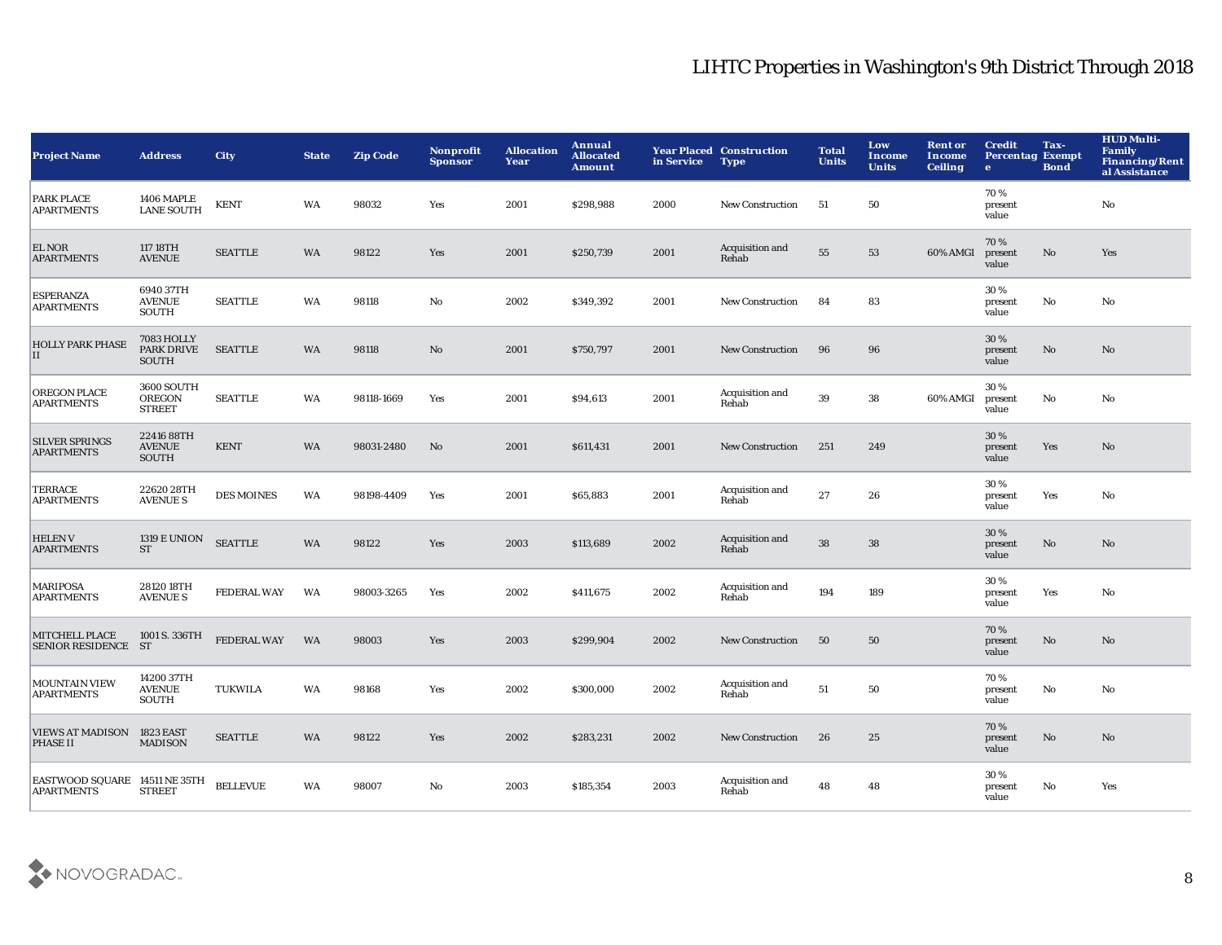# LIHTC Properties in Washington's 9th District Through 2018

| Project Name | Address | City | State | Zip Code | Nonprofit Sponsor | Allocation Year | Annual Allocated Amount | Year Placed in Service | Construction Type | Total Units | Low Income Units | Rent or Income Ceiling | Credit Percentage | Tax-Exempt Bond | HUD Multi-Family Financing/Rental Assistance |
|---|---|---|---|---|---|---|---|---|---|---|---|---|---|---|---|
| PARK PLACE APARTMENTS | 1406 MAPLE LANE SOUTH | KENT | WA | 98032 | Yes | 2001 | $298,988 | 2000 | New Construction | 51 | 50 | | 70 % present value | | No |
| EL NOR APARTMENTS | 117 18TH AVENUE | SEATTLE | WA | 98122 | Yes | 2001 | $250,739 | 2001 | Acquisition and Rehab | 55 | 53 | 60% AMGI | 70 % present value | No | Yes |
| ESPERANZA APARTMENTS | 6940 37TH AVENUE SOUTH | SEATTLE | WA | 98118 | No | 2002 | $349,392 | 2001 | New Construction | 84 | 83 | | 30 % present value | No | No |
| HOLLY PARK PHASE II | 7083 HOLLY PARK DRIVE SOUTH | SEATTLE | WA | 98118 | No | 2001 | $750,797 | 2001 | New Construction | 96 | 96 | | 30 % present value | No | No |
| OREGON PLACE APARTMENTS | 3600 SOUTH OREGON STREET | SEATTLE | WA | 98118-1669 | Yes | 2001 | $94,613 | 2001 | Acquisition and Rehab | 39 | 38 | 60% AMGI | 30 % present value | No | No |
| SILVER SPRINGS APARTMENTS | 22416 88TH AVENUE SOUTH | KENT | WA | 98031-2480 | No | 2001 | $611,431 | 2001 | New Construction | 251 | 249 | | 30 % present value | Yes | No |
| TERRACE APARTMENTS | 22620 28TH AVENUE S | DES MOINES | WA | 98198-4409 | Yes | 2001 | $65,883 | 2001 | Acquisition and Rehab | 27 | 26 | | 30 % present value | Yes | No |
| HELEN V APARTMENTS | 1319 E UNION ST | SEATTLE | WA | 98122 | Yes | 2003 | $113,689 | 2002 | Acquisition and Rehab | 38 | 38 | | 30 % present value | No | No |
| MARIPOSA APARTMENTS | 28120 18TH AVENUE S | FEDERAL WAY | WA | 98003-3265 | Yes | 2002 | $411,675 | 2002 | Acquisition and Rehab | 194 | 189 | | 30 % present value | Yes | No |
| MITCHELL PLACE SENIOR RESIDENCE | 1001 S. 336TH ST | FEDERAL WAY | WA | 98003 | Yes | 2003 | $299,904 | 2002 | New Construction | 50 | 50 | | 70 % present value | No | No |
| MOUNTAIN VIEW APARTMENTS | 14200 37TH AVENUE SOUTH | TUKWILA | WA | 98168 | Yes | 2002 | $300,000 | 2002 | Acquisition and Rehab | 51 | 50 | | 70 % present value | No | No |
| VIEWS AT MADISON PHASE II | 1823 EAST MADISON | SEATTLE | WA | 98122 | Yes | 2002 | $283,231 | 2002 | New Construction | 26 | 25 | | 70 % present value | No | No |
| EASTWOOD SQUARE APARTMENTS | 14511 NE 35TH STREET | BELLEVUE | WA | 98007 | No | 2003 | $185,354 | 2003 | Acquisition and Rehab | 48 | 48 | | 30 % present value | No | Yes |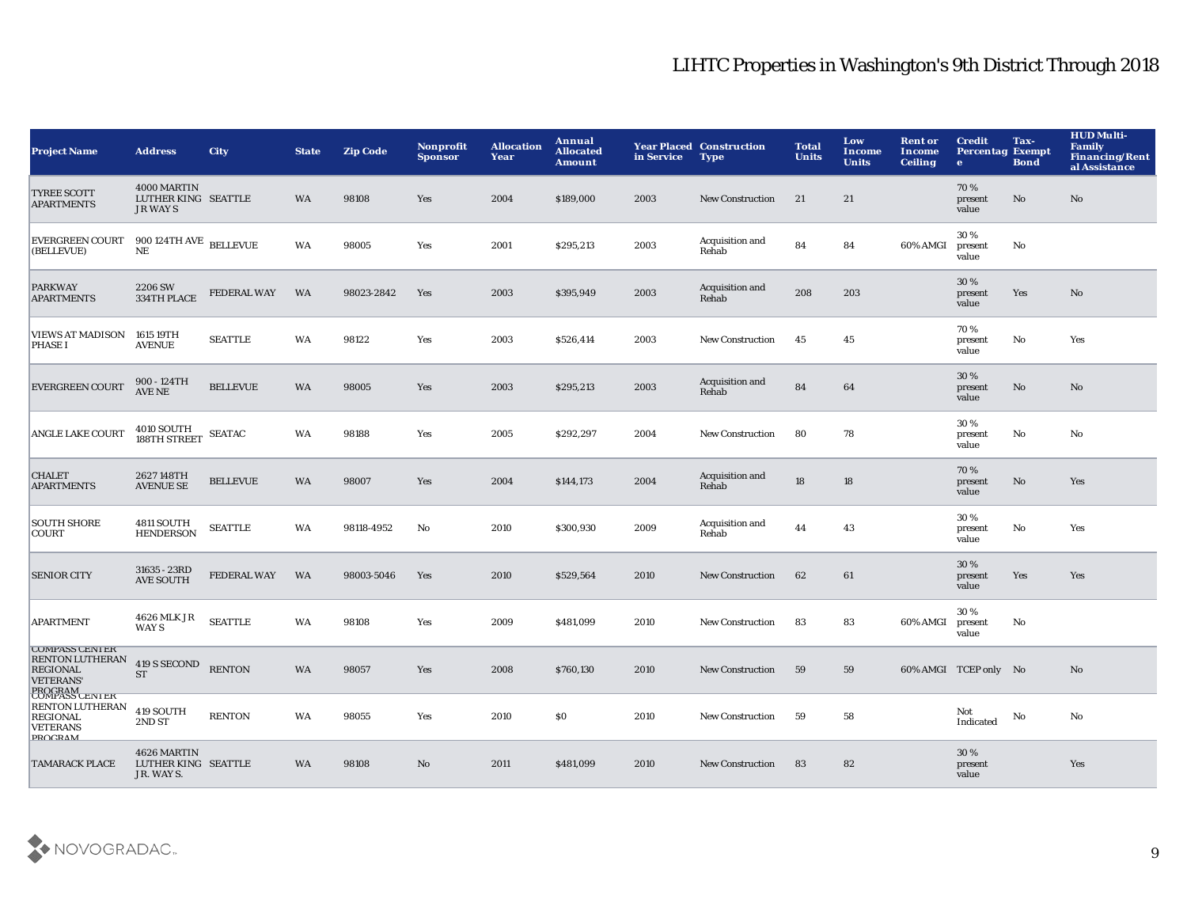# LIHTC Properties in Washington's 9th District Through 2018

| Project Name | Address | City | State | Zip Code | Nonprofit Sponsor | Allocation Year | Annual Allocated Amount | Year Placed in Service | Construction Type | Total Units | Low Income Units | Rent or Income Ceiling | Credit Percentage | Tax-Exempt Bond | HUD Multi-Family Financing/Rental Assistance |
|---|---|---|---|---|---|---|---|---|---|---|---|---|---|---|---|
| TYREE SCOTT APARTMENTS | 4000 MARTIN LUTHER KING JR WAY S | SEATTLE | WA | 98108 | Yes | 2004 | $189,000 | 2003 | New Construction | 21 | 21 | | 70 % present value | No | No |
| EVERGREEN COURT (BELLEVUE) | 900 124TH AVE NE | BELLEVUE | WA | 98005 | Yes | 2001 | $295,213 | 2003 | Acquisition and Rehab | 84 | 84 | 60% AMGI | 30 % present value | No | |
| PARKWAY APARTMENTS | 2206 SW 334TH PLACE | FEDERAL WAY | WA | 98023-2842 | Yes | 2003 | $395,949 | 2003 | Acquisition and Rehab | 208 | 203 | | 30 % present value | Yes | No |
| VIEWS AT MADISON PHASE I | 1615 19TH AVENUE | SEATTLE | WA | 98122 | Yes | 2003 | $526,414 | 2003 | New Construction | 45 | 45 | | 70 % present value | No | Yes |
| EVERGREEN COURT | 900 - 124TH AVE NE | BELLEVUE | WA | 98005 | Yes | 2003 | $295,213 | 2003 | Acquisition and Rehab | 84 | 64 | | 30 % present value | No | No |
| ANGLE LAKE COURT | 4010 SOUTH 188TH STREET | SEATAC | WA | 98188 | Yes | 2005 | $292,297 | 2004 | New Construction | 80 | 78 | | 30 % present value | No | No |
| CHALET APARTMENTS | 2627 148TH AVENUE SE | BELLEVUE | WA | 98007 | Yes | 2004 | $144,173 | 2004 | Acquisition and Rehab | 18 | 18 | | 70 % present value | No | Yes |
| SOUTH SHORE COURT | 4811 SOUTH HENDERSON | SEATTLE | WA | 98118-4952 | No | 2010 | $300,930 | 2009 | Acquisition and Rehab | 44 | 43 | | 30 % present value | No | Yes |
| SENIOR CITY | 31635 - 23RD AVE SOUTH | FEDERAL WAY | WA | 98003-5046 | Yes | 2010 | $529,564 | 2010 | New Construction | 62 | 61 | | 30 % present value | Yes | Yes |
| APARTMENT | 4626 MLK JR WAY S | SEATTLE | WA | 98108 | Yes | 2009 | $481,099 | 2010 | New Construction | 83 | 83 | 60% AMGI | 30 % present value | No | |
| COMPASS CENTER RENTON LUTHERAN REGIONAL VETERANS' PROGRAM | 419 S SECOND ST | RENTON | WA | 98057 | Yes | 2008 | $760,130 | 2010 | New Construction | 59 | 59 | 60% AMGI | TCEP only | No | No |
| COMPASS CENTER RENTON LUTHERAN REGIONAL VETERANS PROGRAM | 419 SOUTH 2ND ST | RENTON | WA | 98055 | Yes | 2010 | $0 | 2010 | New Construction | 59 | 58 | | Not Indicated | No | No |
| TAMARACK PLACE | 4626 MARTIN LUTHER KING JR. WAY S. | SEATTLE | WA | 98108 | No | 2011 | $481,099 | 2010 | New Construction | 83 | 82 | | 30 % present value | | Yes |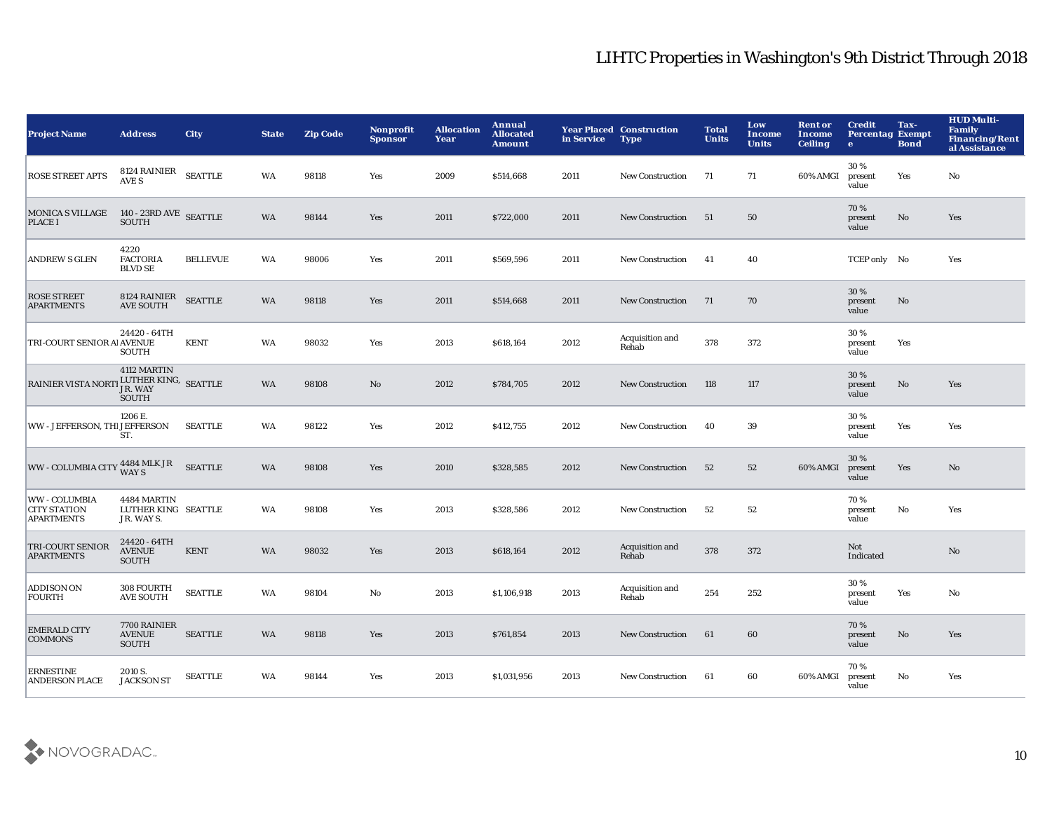# LIHTC Properties in Washington's 9th District Through 2018

| Project Name | Address | City | State | Zip Code | Nonprofit Sponsor | Allocation Year | Annual Allocated Amount | Year Placed in Service | Construction Type | Total Units | Low Income Units | Rent or Income Ceiling | Credit Percentage | Tax-Exempt Bond | HUD Multi-Family Financing/Rental Assistance |
|---|---|---|---|---|---|---|---|---|---|---|---|---|---|---|---|
| ROSE STREET APTS | 8124 RAINIER AVE S | SEATTLE | WA | 98118 | Yes | 2009 | $514,668 | 2011 | New Construction | 71 | 71 | 60% AMGI | 30 % present value | Yes | No |
| MONICA S VILLAGE PLACE I | 140 - 23RD AVE SOUTH | SEATTLE | WA | 98144 | Yes | 2011 | $722,000 | 2011 | New Construction | 51 | 50 | | 70 % present value | No | Yes |
| ANDREW S GLEN | 4220 FACTORIA BLVD SE | BELLEVUE | WA | 98006 | Yes | 2011 | $569,596 | 2011 | New Construction | 41 | 40 | | TCEP only | No | Yes |
| ROSE STREET APARTMENTS | 8124 RAINIER AVE SOUTH | SEATTLE | WA | 98118 | Yes | 2011 | $514,668 | 2011 | New Construction | 71 | 70 | | 30 % present value | No | |
| TRI-COURT SENIOR A | 24420 - 64TH AVENUE SOUTH | KENT | WA | 98032 | Yes | 2013 | $618,164 | 2012 | Acquisition and Rehab | 378 | 372 | | 30 % present value | Yes | |
| RAINIER VISTA NORT | 4112 MARTIN LUTHER KING, JR. WAY SOUTH | SEATTLE | WA | 98108 | No | 2012 | $784,705 | 2012 | New Construction | 118 | 117 | | 30 % present value | No | Yes |
| WW - JEFFERSON, TH | 1206 E. JEFFERSON ST. | SEATTLE | WA | 98122 | Yes | 2012 | $412,755 | 2012 | New Construction | 40 | 39 | | 30 % present value | Yes | Yes |
| WW - COLUMBIA CITY | 4484 MLK JR WAY S | SEATTLE | WA | 98108 | Yes | 2010 | $328,585 | 2012 | New Construction | 52 | 52 | 60% AMGI | 30 % present value | Yes | No |
| WW - COLUMBIA CITY STATION APARTMENTS | 4484 MARTIN LUTHER KING JR. WAY S. | SEATTLE | WA | 98108 | Yes | 2013 | $328,586 | 2012 | New Construction | 52 | 52 | | 70 % present value | No | Yes |
| TRI-COURT SENIOR APARTMENTS | 24420 - 64TH AVENUE SOUTH | KENT | WA | 98032 | Yes | 2013 | $618,164 | 2012 | Acquisition and Rehab | 378 | 372 | | Not Indicated | | No |
| ADDISON ON FOURTH | 308 FOURTH AVE SOUTH | SEATTLE | WA | 98104 | No | 2013 | $1,106,918 | 2013 | Acquisition and Rehab | 254 | 252 | | 30 % present value | Yes | No |
| EMERALD CITY COMMONS | 7700 RAINIER AVENUE SOUTH | SEATTLE | WA | 98118 | Yes | 2013 | $761,854 | 2013 | New Construction | 61 | 60 | | 70 % present value | No | Yes |
| ERNESTINE ANDERSON PLACE | 2010 S. JACKSON ST | SEATTLE | WA | 98144 | Yes | 2013 | $1,031,956 | 2013 | New Construction | 61 | 60 | 60% AMGI | 70 % present value | No | Yes |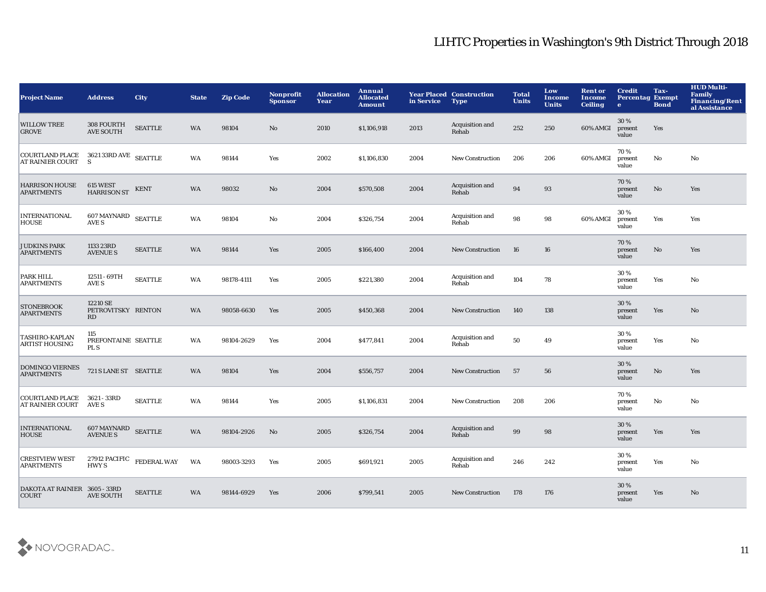# LIHTC Properties in Washington's 9th District Through 2018

| Project Name | Address | City | State | Zip Code | Nonprofit Sponsor | Allocation Year | Annual Allocated Amount | Year Placed in Service | Construction Type | Total Units | Low Income Units | Rent or Income Ceiling | Credit Percentage | Tax-Exempt Bond | HUD Multi-Family Financing/Rental Assistance |
|---|---|---|---|---|---|---|---|---|---|---|---|---|---|---|---|
| WILLOW TREE GROVE | 308 FOURTH AVE SOUTH | SEATTLE | WA | 98104 | No | 2010 | $1,106,918 | 2013 | Acquisition and Rehab | 252 | 250 | 60% AMGI | 30 % present value | Yes | |
| COURTLAND PLACE AT RAINIER COURT | 3621 33RD AVE S | SEATTLE | WA | 98144 | Yes | 2002 | $1,106,830 | 2004 | New Construction | 206 | 206 | 60% AMGI | 70 % present value | No | No |
| HARRISON HOUSE APARTMENTS | 615 WEST HARRISON ST | KENT | WA | 98032 | No | 2004 | $570,508 | 2004 | Acquisition and Rehab | 94 | 93 | | 70 % present value | No | Yes |
| INTERNATIONAL HOUSE | 607 MAYNARD AVE S | SEATTLE | WA | 98104 | No | 2004 | $326,754 | 2004 | Acquisition and Rehab | 98 | 98 | 60% AMGI | 30 % present value | Yes | Yes |
| JUDKINS PARK APARTMENTS | 1133 23RD AVENUE S | SEATTLE | WA | 98144 | Yes | 2005 | $166,400 | 2004 | New Construction | 16 | 16 | | 70 % present value | No | Yes |
| PARK HILL APARTMENTS | 12511 - 69TH AVE S | SEATTLE | WA | 98178-4111 | Yes | 2005 | $221,380 | 2004 | Acquisition and Rehab | 104 | 78 | | 30 % present value | Yes | No |
| STONEBROOK APARTMENTS | 12210 SE PETROVITSKY RD | RENTON | WA | 98058-6630 | Yes | 2005 | $450,368 | 2004 | New Construction | 140 | 138 | | 30 % present value | Yes | No |
| TASHIRO-KAPLAN ARTIST HOUSING | 115 PREFONTAINE PL S | SEATTLE | WA | 98104-2629 | Yes | 2004 | $477,841 | 2004 | Acquisition and Rehab | 50 | 49 | | 30 % present value | Yes | No |
| DOMINGO VIERNES APARTMENTS | 721 S LANE ST | SEATTLE | WA | 98104 | Yes | 2004 | $556,757 | 2004 | New Construction | 57 | 56 | | 30 % present value | No | Yes |
| COURTLAND PLACE AT RAINIER COURT | 3621 - 33RD AVE S | SEATTLE | WA | 98144 | Yes | 2005 | $1,106,831 | 2004 | New Construction | 208 | 206 | | 70 % present value | No | No |
| INTERNATIONAL HOUSE | 607 MAYNARD AVENUE S | SEATTLE | WA | 98104-2926 | No | 2005 | $326,754 | 2004 | Acquisition and Rehab | 99 | 98 | | 30 % present value | Yes | Yes |
| CRESTVIEW WEST APARTMENTS | 27912 PACIFIC HWY S | FEDERAL WAY | WA | 98003-3293 | Yes | 2005 | $691,921 | 2005 | Acquisition and Rehab | 246 | 242 | | 30 % present value | Yes | No |
| DAKOTA AT RAINIER COURT | 3605 - 33RD AVE SOUTH | SEATTLE | WA | 98144-6929 | Yes | 2006 | $799,541 | 2005 | New Construction | 178 | 176 | | 30 % present value | Yes | No |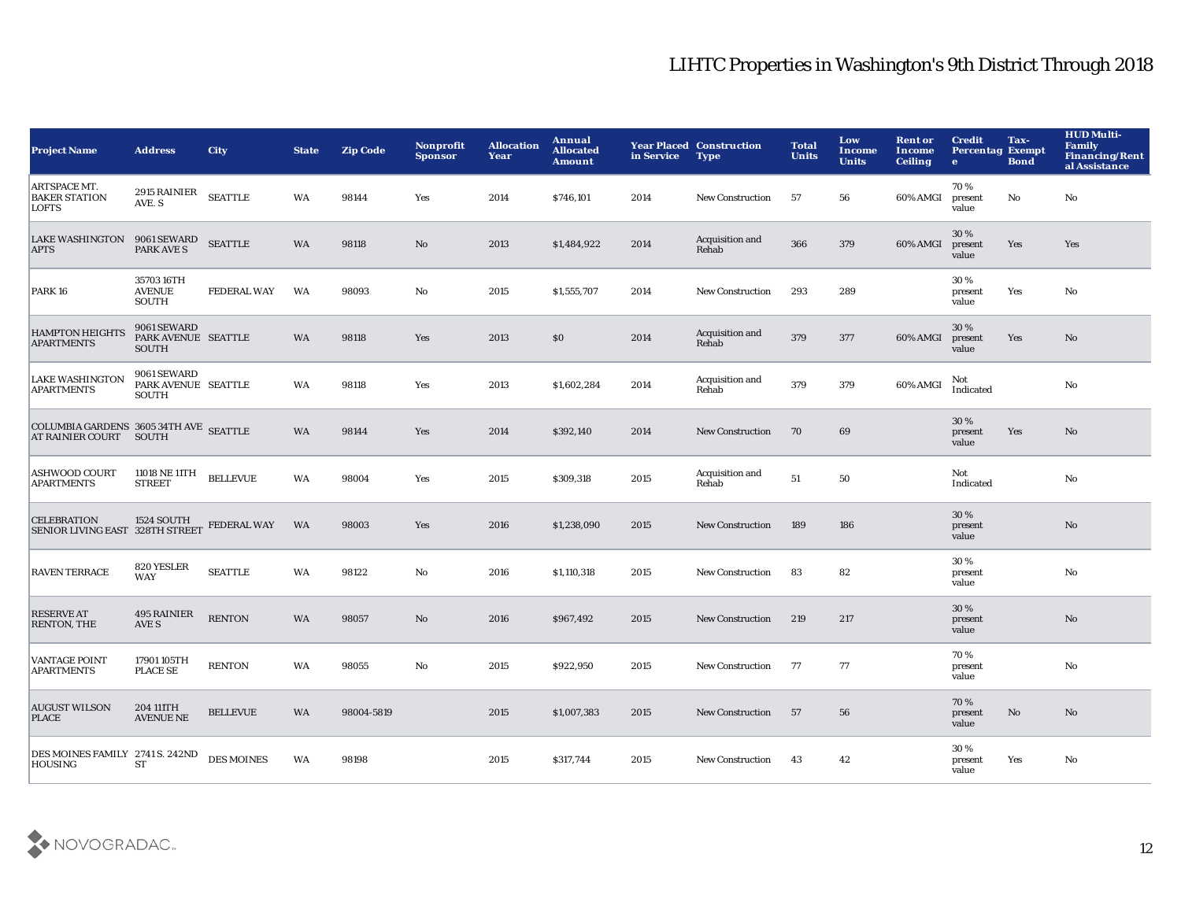# LIHTC Properties in Washington's 9th District Through 2018

| Project Name | Address | City | State | Zip Code | Nonprofit Sponsor | Allocation Year | Annual Allocated Amount | Year Placed in Service | Construction Type | Total Units | Low Income Units | Rent or Income Ceiling | Credit Percentage | Tax-Exempt Bond | HUD Multi-Family Financing/Rental Assistance |
|---|---|---|---|---|---|---|---|---|---|---|---|---|---|---|---|
| ARTSPACE MT. BAKER STATION LOFTS | 2915 RAINIER AVE. S | SEATTLE | WA | 98144 | Yes | 2014 | $746,101 | 2014 | New Construction | 57 | 56 | 60% AMGI | 70 % present value | No | No |
| LAKE WASHINGTON APTS | 9061 SEWARD PARK AVE S | SEATTLE | WA | 98118 | No | 2013 | $1,484,922 | 2014 | Acquisition and Rehab | 366 | 379 | 60% AMGI | 30 % present value | Yes | Yes |
| PARK 16 | 35703 16TH AVENUE SOUTH | FEDERAL WAY | WA | 98093 | No | 2015 | $1,555,707 | 2014 | New Construction | 293 | 289 | | 30 % present value | Yes | No |
| HAMPTON HEIGHTS APARTMENTS | 9061 SEWARD PARK AVENUE SOUTH | SEATTLE | WA | 98118 | Yes | 2013 | $0 | 2014 | Acquisition and Rehab | 379 | 377 | 60% AMGI | 30 % present value | Yes | No |
| LAKE WASHINGTON APARTMENTS | 9061 SEWARD PARK AVENUE SOUTH | SEATTLE | WA | 98118 | Yes | 2013 | $1,602,284 | 2014 | Acquisition and Rehab | 379 | 379 | 60% AMGI | Not Indicated | | No |
| COLUMBIA GARDENS AT RAINIER COURT | 3605 34TH AVE SOUTH | SEATTLE | WA | 98144 | Yes | 2014 | $392,140 | 2014 | New Construction | 70 | 69 | | 30 % present value | Yes | No |
| ASHWOOD COURT APARTMENTS | 11018 NE 11TH STREET | BELLEVUE | WA | 98004 | Yes | 2015 | $309,318 | 2015 | Acquisition and Rehab | 51 | 50 | | Not Indicated | | No |
| CELEBRATION SENIOR LIVING EAST | 1524 SOUTH 328TH STREET | FEDERAL WAY | WA | 98003 | Yes | 2016 | $1,238,090 | 2015 | New Construction | 189 | 186 | | 30 % present value | | No |
| RAVEN TERRACE | 820 YESLER WAY | SEATTLE | WA | 98122 | No | 2016 | $1,110,318 | 2015 | New Construction | 83 | 82 | | 30 % present value | | No |
| RESERVE AT RENTON, THE | 495 RAINIER AVE S | RENTON | WA | 98057 | No | 2016 | $967,492 | 2015 | New Construction | 219 | 217 | | 30 % present value | | No |
| VANTAGE POINT APARTMENTS | 17901 105TH PLACE SE | RENTON | WA | 98055 | No | 2015 | $922,950 | 2015 | New Construction | 77 | 77 | | 70 % present value | | No |
| AUGUST WILSON PLACE | 204 111TH AVENUE NE | BELLEVUE | WA | 98004-5819 | | 2015 | $1,007,383 | 2015 | New Construction | 57 | 56 | | 70 % present value | No | No |
| DES MOINES FAMILY HOUSING | 2741 S. 242ND ST | DES MOINES | WA | 98198 | | 2015 | $317,744 | 2015 | New Construction | 43 | 42 | | 30 % present value | Yes | No |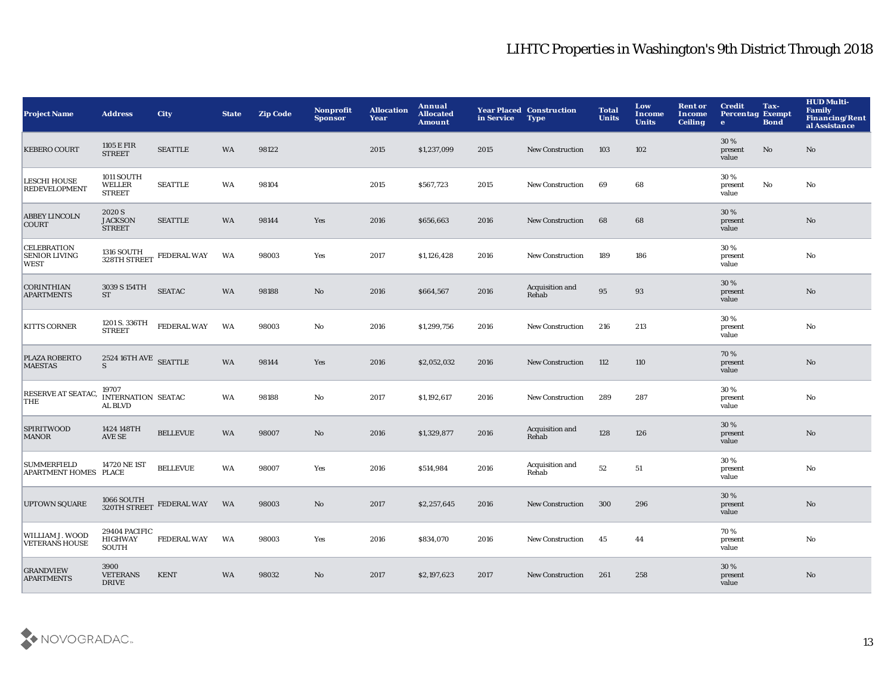# LIHTC Properties in Washington's 9th District Through 2018

| Project Name | Address | City | State | Zip Code | Nonprofit Sponsor | Allocation Year | Annual Allocated Amount | Year Placed in Service | Construction Type | Total Units | Low Income Units | Rent or Income Ceiling | Credit Percentage | Tax-Exempt Bond | HUD Multi-Family Financing/Rental Assistance |
|---|---|---|---|---|---|---|---|---|---|---|---|---|---|---|---|
| KEBERO COURT | 1105 E FIR STREET | SEATTLE | WA | 98122 | | 2015 | $1,237,099 | 2015 | New Construction | 103 | 102 | | 30 % present value | No | No |
| LESCHI HOUSE REDEVELOPMENT | 1011 SOUTH WELLER STREET | SEATTLE | WA | 98104 | | 2015 | $567,723 | 2015 | New Construction | 69 | 68 | | 30 % present value | No | No |
| ABBEY LINCOLN COURT | 2020 S JACKSON STREET | SEATTLE | WA | 98144 | Yes | 2016 | $656,663 | 2016 | New Construction | 68 | 68 | | 30 % present value | | No |
| CELEBRATION SENIOR LIVING WEST | 1316 SOUTH 328TH STREET | FEDERAL WAY | WA | 98003 | Yes | 2017 | $1,126,428 | 2016 | New Construction | 189 | 186 | | 30 % present value | | No |
| CORINTHIAN APARTMENTS | 3039 S 154TH ST | SEATAC | WA | 98188 | No | 2016 | $664,567 | 2016 | Acquisition and Rehab | 95 | 93 | | 30 % present value | | No |
| KITTS CORNER | 1201 S. 336TH STREET | FEDERAL WAY | WA | 98003 | No | 2016 | $1,299,756 | 2016 | New Construction | 216 | 213 | | 30 % present value | | No |
| PLAZA ROBERTO MAESTAS | 2524 16TH AVE S | SEATTLE | WA | 98144 | Yes | 2016 | $2,052,032 | 2016 | New Construction | 112 | 110 | | 70 % present value | | No |
| RESERVE AT SEATAC, THE | 19707 INTERNATIONAL BLVD | SEATAC | WA | 98188 | No | 2017 | $1,192,617 | 2016 | New Construction | 289 | 287 | | 30 % present value | | No |
| SPIRITWOOD MANOR | 1424 148TH AVE SE | BELLEVUE | WA | 98007 | No | 2016 | $1,329,877 | 2016 | Acquisition and Rehab | 128 | 126 | | 30 % present value | | No |
| SUMMERFIELD APARTMENT HOMES | 14720 NE 1ST PLACE | BELLEVUE | WA | 98007 | Yes | 2016 | $514,984 | 2016 | Acquisition and Rehab | 52 | 51 | | 30 % present value | | No |
| UPTOWN SQUARE | 1066 SOUTH 320TH STREET | FEDERAL WAY | WA | 98003 | No | 2017 | $2,257,645 | 2016 | New Construction | 300 | 296 | | 30 % present value | | No |
| WILLIAM J. WOOD VETERANS HOUSE | 29404 PACIFIC HIGHWAY SOUTH | FEDERAL WAY | WA | 98003 | Yes | 2016 | $834,070 | 2016 | New Construction | 45 | 44 | | 70 % present value | | No |
| GRANDVIEW APARTMENTS | 3900 VETERANS DRIVE | KENT | WA | 98032 | No | 2017 | $2,197,623 | 2017 | New Construction | 261 | 258 | | 30 % present value | | No |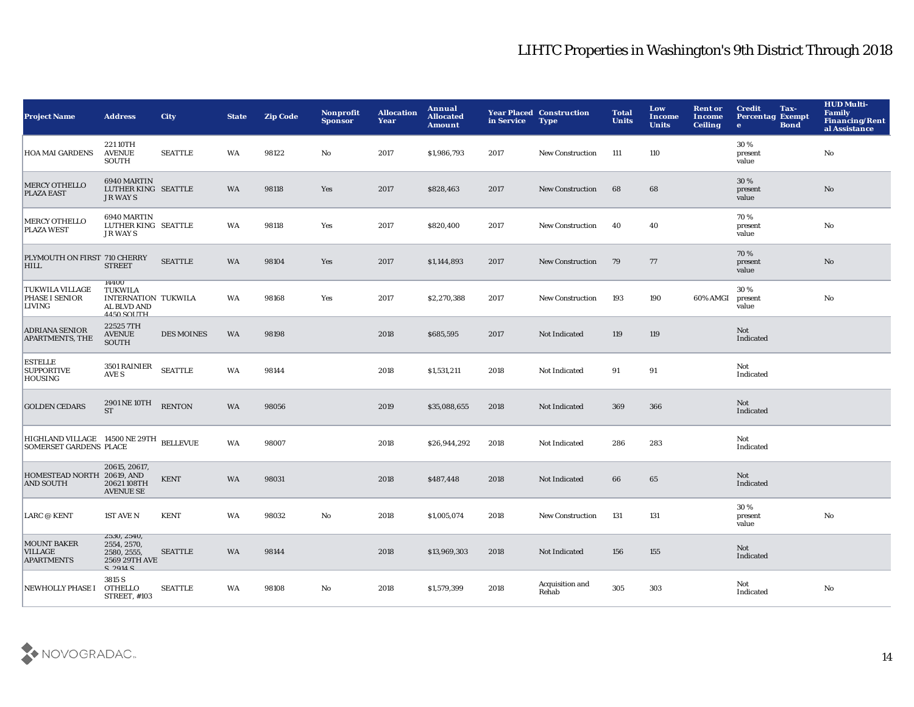# LIHTC Properties in Washington's 9th District Through 2018

| Project Name | Address | City | State | Zip Code | Nonprofit Sponsor | Allocation Year | Annual Allocated Amount | Year Placed in Service | Construction Type | Total Units | Low Income Units | Rent or Income Ceiling | Credit Percentage | Tax-Exempt Bond | HUD Multi-Family Financing/Rental Assistance |
|---|---|---|---|---|---|---|---|---|---|---|---|---|---|---|---|
| HOA MAI GARDENS | 221 10TH AVENUE SOUTH | SEATTLE | WA | 98122 | No | 2017 | $1,986,793 | 2017 | New Construction | 111 | 110 | | 30 % present value | | No |
| MERCY OTHELLO PLAZA EAST | 6940 MARTIN LUTHER KING JR WAY S | SEATTLE | WA | 98118 | Yes | 2017 | $828,463 | 2017 | New Construction | 68 | 68 | | 30 % present value | | No |
| MERCY OTHELLO PLAZA WEST | 6940 MARTIN LUTHER KING JR WAY S | SEATTLE | WA | 98118 | Yes | 2017 | $820,400 | 2017 | New Construction | 40 | 40 | | 70 % present value | | No |
| PLYMOUTH ON FIRST HILL | 710 CHERRY STREET | SEATTLE | WA | 98104 | Yes | 2017 | $1,144,893 | 2017 | New Construction | 79 | 77 | | 70 % present value | | No |
| TUKWILA VILLAGE PHASE I SENIOR LIVING | 14400 TUKWILA INTERNATIONAL BLVD AND 4450 SOUTH | TUKWILA | WA | 98168 | Yes | 2017 | $2,270,388 | 2017 | New Construction | 193 | 190 | 60% AMGI | 30 % present value | | No |
| ADRIANA SENIOR APARTMENTS, THE | 22525 7TH AVENUE SOUTH | DES MOINES | WA | 98198 | | 2018 | $685,595 | 2017 | Not Indicated | 119 | 119 | | Not Indicated | | |
| ESTELLE SUPPORTIVE HOUSING | 3501 RAINIER AVE S | SEATTLE | WA | 98144 | | 2018 | $1,531,211 | 2018 | Not Indicated | 91 | 91 | | Not Indicated | | |
| GOLDEN CEDARS | 2901 NE 10TH ST | RENTON | WA | 98056 | | 2019 | $35,088,655 | 2018 | Not Indicated | 369 | 366 | | Not Indicated | | |
| HIGHLAND VILLAGE SOMERSET GARDENS | 14500 NE 29TH PLACE | BELLEVUE | WA | 98007 | | 2018 | $26,944,292 | 2018 | Not Indicated | 286 | 283 | | Not Indicated | | |
| HOMESTEAD NORTH AND SOUTH | 20615, 20617, 20619, AND 20621 108TH AVENUE SE | KENT | WA | 98031 | | 2018 | $487,448 | 2018 | Not Indicated | 66 | 65 | | Not Indicated | | |
| LARC @ KENT | 1ST AVE N | KENT | WA | 98032 | No | 2018 | $1,005,074 | 2018 | New Construction | 131 | 131 | | 30 % present value | | No |
| MOUNT BAKER VILLAGE APARTMENTS | 2530, 2540, 2554, 2570, 2580, 2555, 2569 29TH AVE S, 2914 S | SEATTLE | WA | 98144 | | 2018 | $13,969,303 | 2018 | Not Indicated | 156 | 155 | | Not Indicated | | |
| NEWHOLLY PHASE I | 3815 S OTHELLO STREET, #103 | SEATTLE | WA | 98108 | No | 2018 | $1,579,399 | 2018 | Acquisition and Rehab | 305 | 303 | | Not Indicated | | No |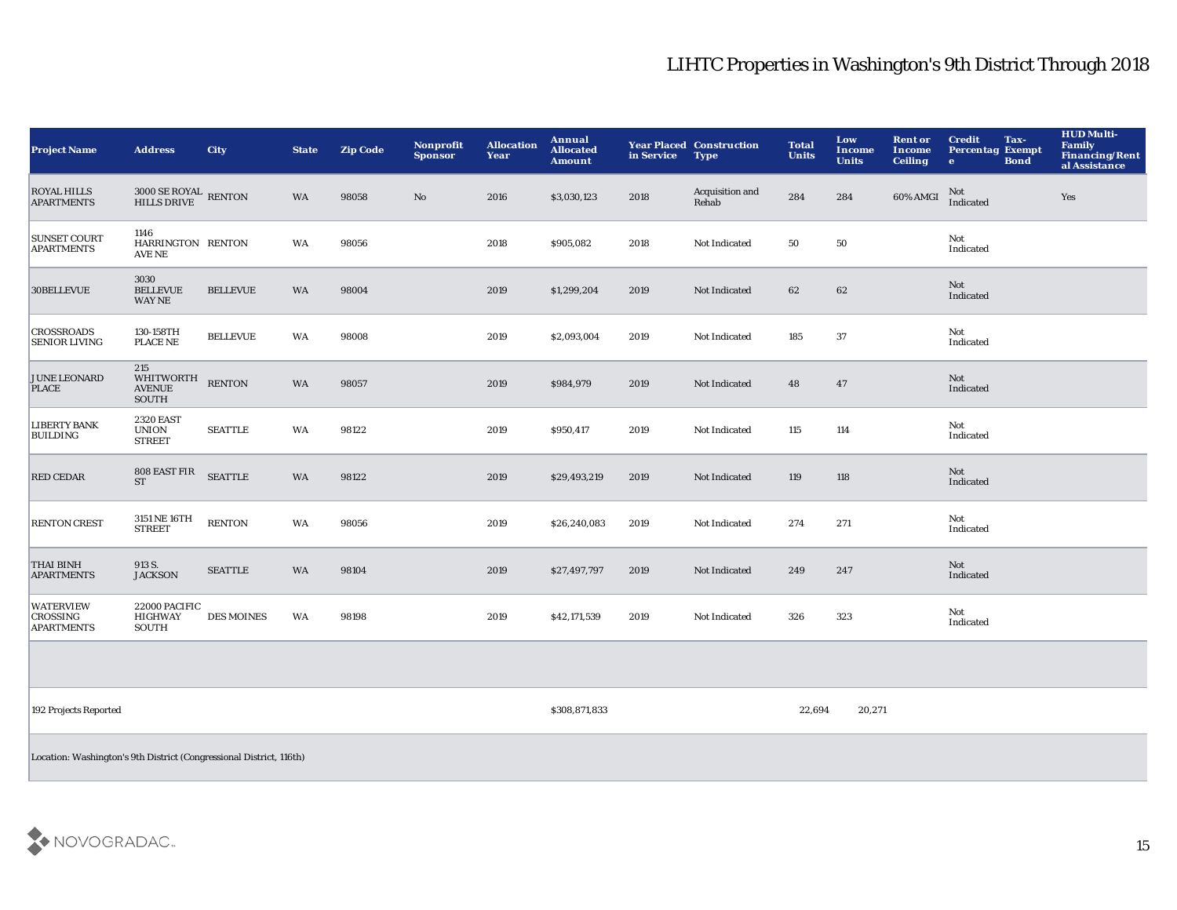# LIHTC Properties in Washington's 9th District Through 2018

| Project Name | Address | City | State | Zip Code | Nonprofit Sponsor | Allocation Year | Annual Allocated Amount | Year Placed in Service | Construction Type | Total Units | Low Income Units | Rent or Income Ceiling | Credit Percentage | Tax-Exempt Bond | HUD Multi-Family Financing/Rental Assistance |
|---|---|---|---|---|---|---|---|---|---|---|---|---|---|---|---|
| ROYAL HILLS APARTMENTS | 3000 SE ROYAL HILLS DRIVE | RENTON | WA | 98058 | No | 2016 | $3,030,123 | 2018 | Acquisition and Rehab | 284 | 284 | 60% AMGI | Not Indicated | | Yes |
| SUNSET COURT APARTMENTS | 1146 HARRINGTON AVE NE | RENTON | WA | 98056 | | 2018 | $905,082 | 2018 | Not Indicated | 50 | 50 | | Not Indicated | | |
| 30BELLEVUE | 3030 BELLEVUE WAY NE | BELLEVUE | WA | 98004 | | 2019 | $1,299,204 | 2019 | Not Indicated | 62 | 62 | | Not Indicated | | |
| CROSSROADS SENIOR LIVING | 130-158TH PLACE NE | BELLEVUE | WA | 98008 | | 2019 | $2,093,004 | 2019 | Not Indicated | 185 | 37 | | Not Indicated | | |
| JUNE LEONARD PLACE | 215 WHITWORTH AVENUE SOUTH | RENTON | WA | 98057 | | 2019 | $984,979 | 2019 | Not Indicated | 48 | 47 | | Not Indicated | | |
| LIBERTY BANK BUILDING | 2320 EAST UNION STREET | SEATTLE | WA | 98122 | | 2019 | $950,417 | 2019 | Not Indicated | 115 | 114 | | Not Indicated | | |
| RED CEDAR | 808 EAST FIR ST | SEATTLE | WA | 98122 | | 2019 | $29,493,219 | 2019 | Not Indicated | 119 | 118 | | Not Indicated | | |
| RENTON CREST | 3151 NE 16TH STREET | RENTON | WA | 98056 | | 2019 | $26,240,083 | 2019 | Not Indicated | 274 | 271 | | Not Indicated | | |
| THAI BINH APARTMENTS | 913 S. JACKSON | SEATTLE | WA | 98104 | | 2019 | $27,497,797 | 2019 | Not Indicated | 249 | 247 | | Not Indicated | | |
| WATERVIEW CROSSING APARTMENTS | 22000 PACIFIC HIGHWAY SOUTH | DES MOINES | WA | 98198 | | 2019 | $42,171,539 | 2019 | Not Indicated | 326 | 323 | | Not Indicated | | |
| | | | | | | | | | | | | | | | |
| 192 Projects Reported | | | | | | | $308,871,833 | | | 22,694 | 20,271 | | | | |

Location: Washington's 9th District (Congressional District, 116th)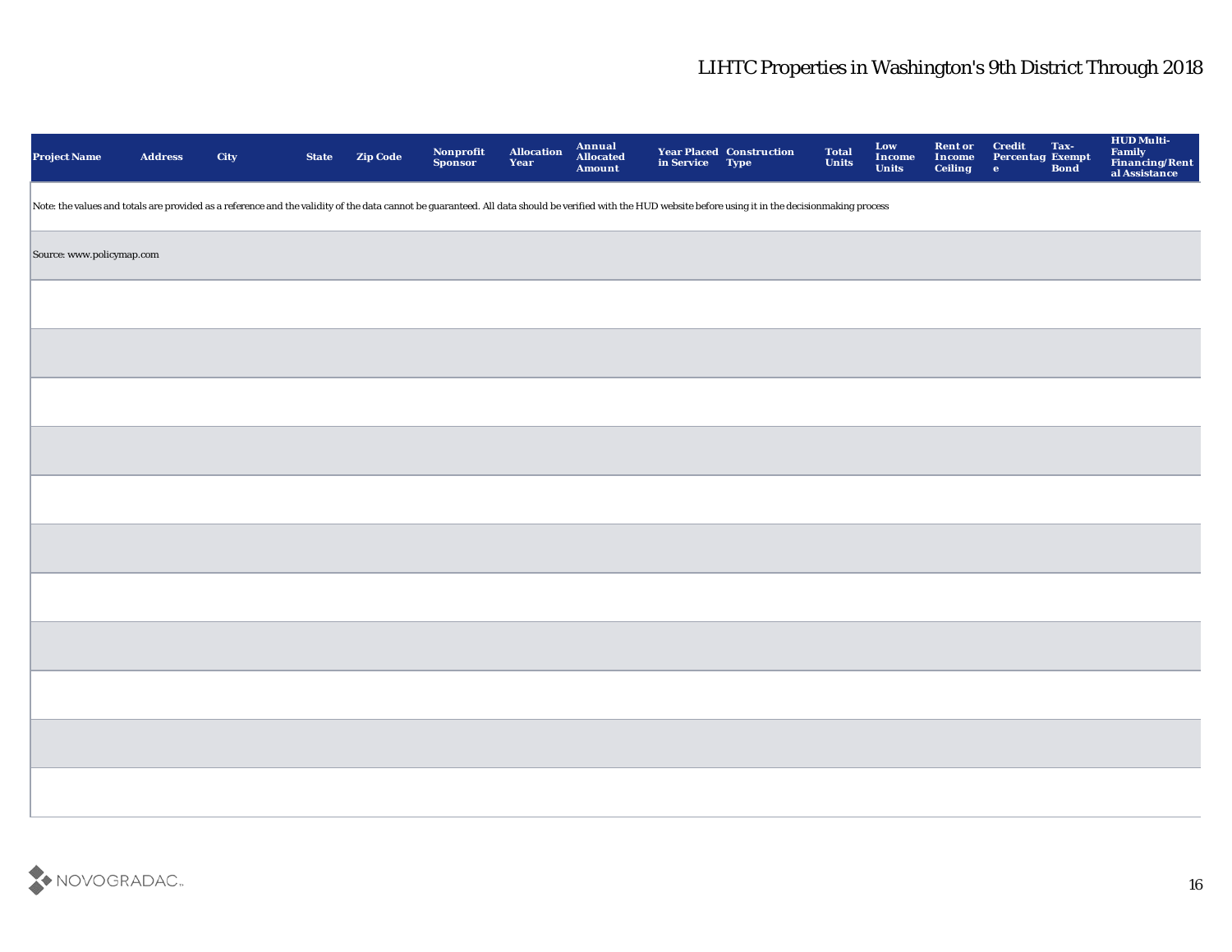# LIHTC Properties in Washington's 9th District Through 2018

| Project Name | Address | City | State | Zip Code | Nonprofit Sponsor | Allocation Year | Annual Allocated Amount | Year Placed in Service | Construction Type | Total Units | Low Income Units | Rent or Income Ceiling | Credit Percentage | Tax-Exempt Bond | HUD Multi-Family Financing/Rental Assistance |
|---|---|---|---|---|---|---|---|---|---|---|---|---|---|---|---|

Note: the values and totals are provided as a reference and the validity of the data cannot be guaranteed. All data should be verified with the HUD website before using it in the decisionmaking process

Source: www.policymap.com